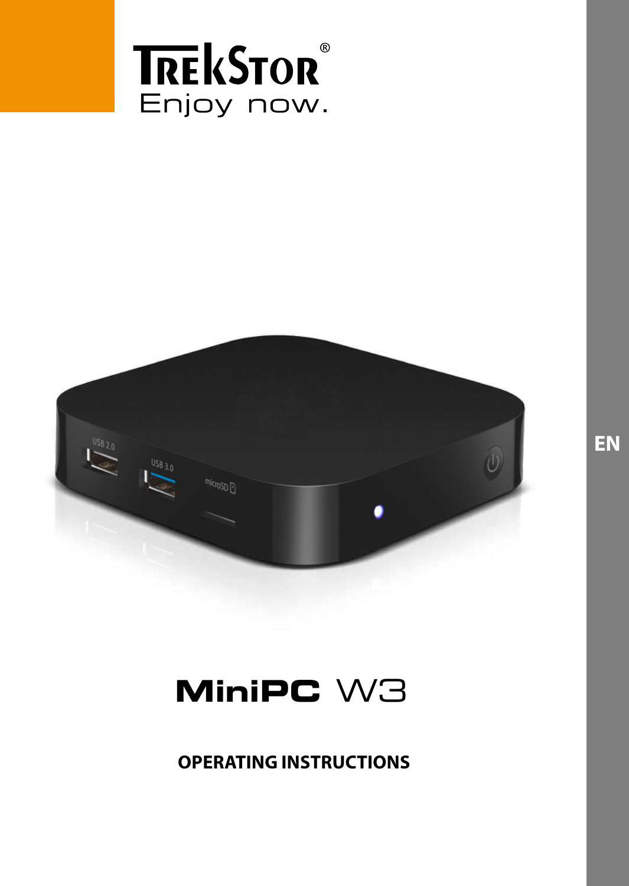TREKSTOR®

Enjoy now.

EN

# MiniPC W3

## OPERATING INSTRUCTIONS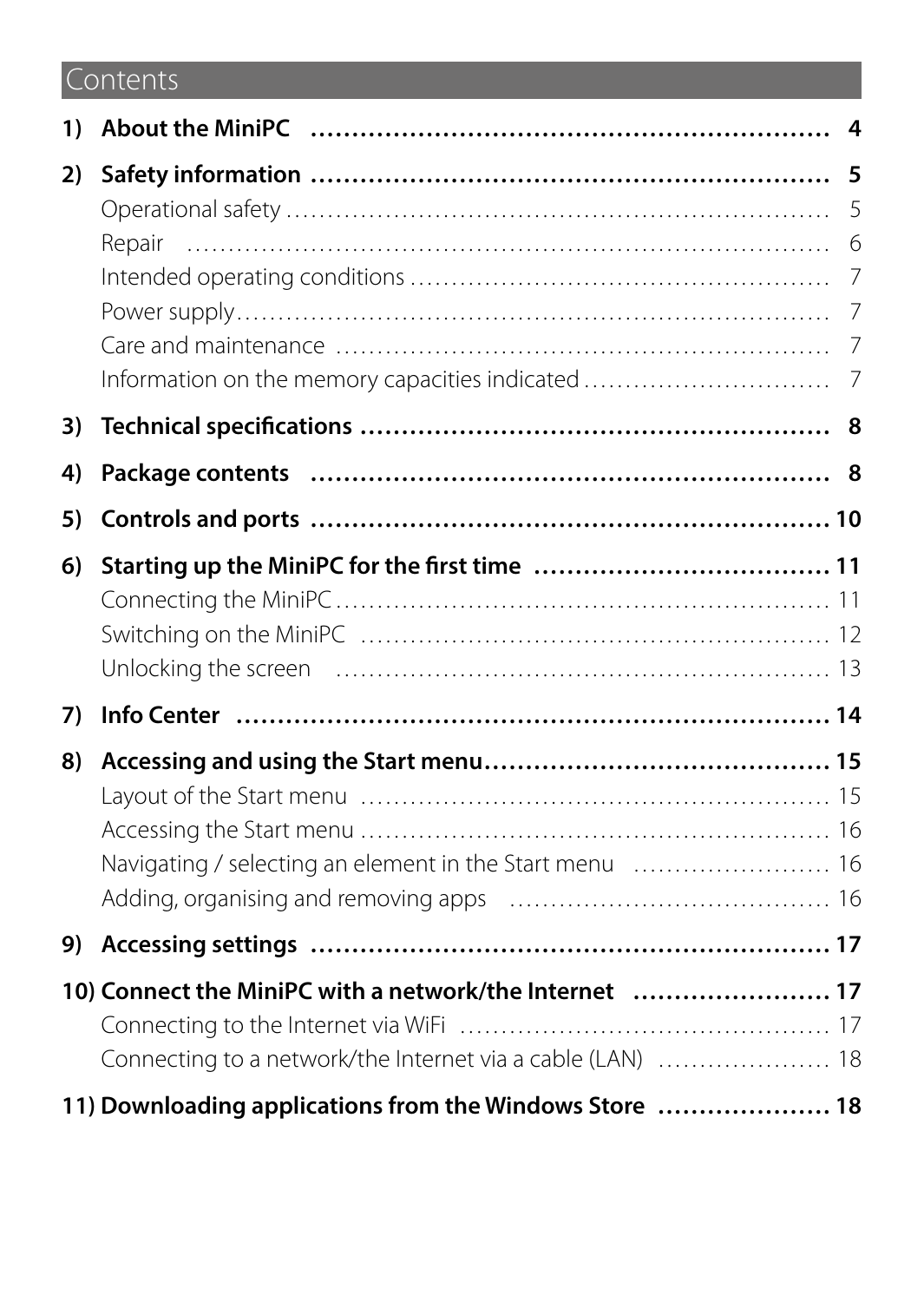# Contents

**1) About the MiniPC** ........ **4**

**2) Safety information** ........ **5**

- Operational safety ........ 5
- Repair ........ 6
- Intended operating conditions ........ 7
- Power supply ........ 7
- Care and maintenance ........ 7
- Information on the memory capacities indicated ........ 7

**3) Technical specifications** ........ **8**

**4) Package contents** ........ **8**

**5) Controls and ports** ........ **10**

**6) Starting up the MiniPC for the first time** ........ **11**

- Connecting the MiniPC ........ 11
- Switching on the MiniPC ........ 12
- Unlocking the screen ........ 13

**7) Info Center** ........ **14**

**8) Accessing and using the Start menu** ........ **15**

- Layout of the Start menu ........ 15
- Accessing the Start menu ........ 16
- Navigating / selecting an element in the Start menu ........ 16
- Adding, organising and removing apps ........ 16

**9) Accessing settings** ........ **17**

**10) Connect the MiniPC with a network/the Internet** ........ **17**

- Connecting to the Internet via WiFi ........ 17
- Connecting to a network/the Internet via a cable (LAN) ........ 18

**11) Downloading applications from the Windows Store** ........ **18**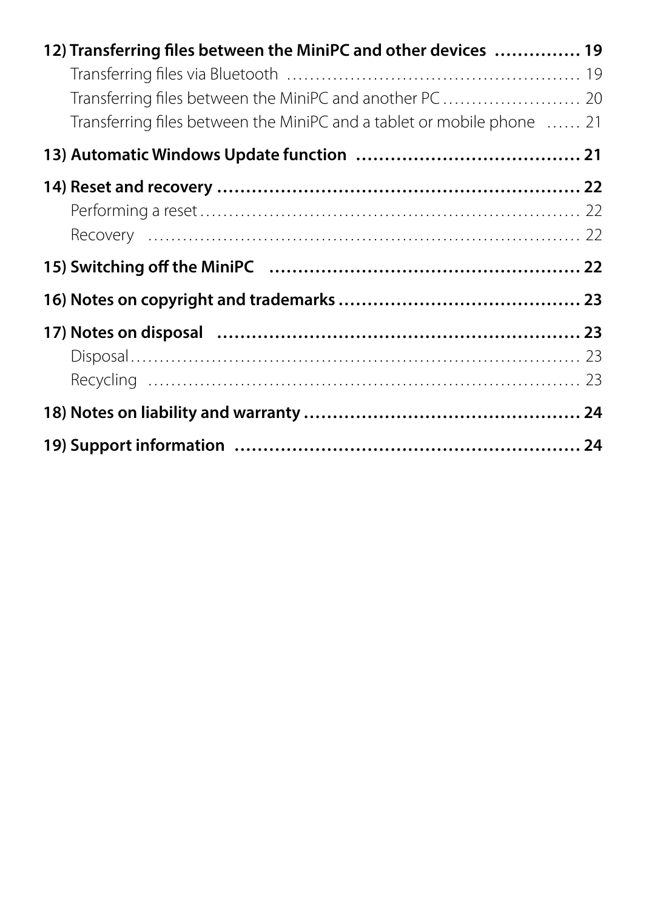**12) Transferring files between the MiniPC and other devices ............... 19**

Transferring files via Bluetooth .................................................. 19

Transferring files between the MiniPC and another PC ........................ 20

Transferring files between the MiniPC and a tablet or mobile phone ...... 21

**13) Automatic Windows Update function ...................................... 21**

**14) Reset and recovery ................................................................ 22**

Performing a reset ...................................................................... 22

Recovery .................................................................................. 22

**15) Switching off the MiniPC ...................................................... 22**

**16) Notes on copyright and trademarks .......................................... 23**

**17) Notes on disposal ................................................................ 23**

Disposal .................................................................................. 23

Recycling ................................................................................ 23

**18) Notes on liability and warranty ................................................ 24**

**19) Support information ............................................................ 24**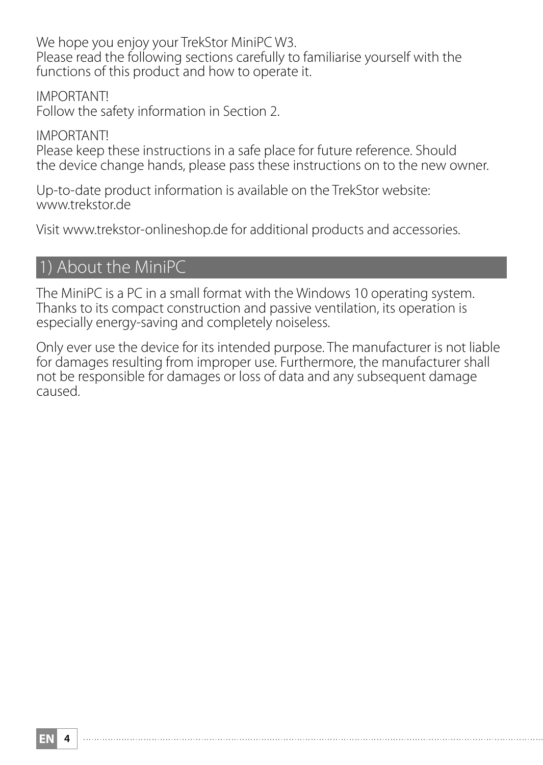We hope you enjoy your TrekStor MiniPC W3.
Please read the following sections carefully to familiarise yourself with the functions of this product and how to operate it.

IMPORTANT!
Follow the safety information in Section 2.

IMPORTANT!
Please keep these instructions in a safe place for future reference. Should the device change hands, please pass these instructions on to the new owner.

Up-to-date product information is available on the TrekStor website: www.trekstor.de

Visit www.trekstor-onlineshop.de for additional products and accessories.

## 1) About the MiniPC

The MiniPC is a PC in a small format with the Windows 10 operating system. Thanks to its compact construction and passive ventilation, its operation is especially energy-saving and completely noiseless.

Only ever use the device for its intended purpose. The manufacturer is not liable for damages resulting from improper use. Furthermore, the manufacturer shall not be responsible for damages or loss of data and any subsequent damage caused.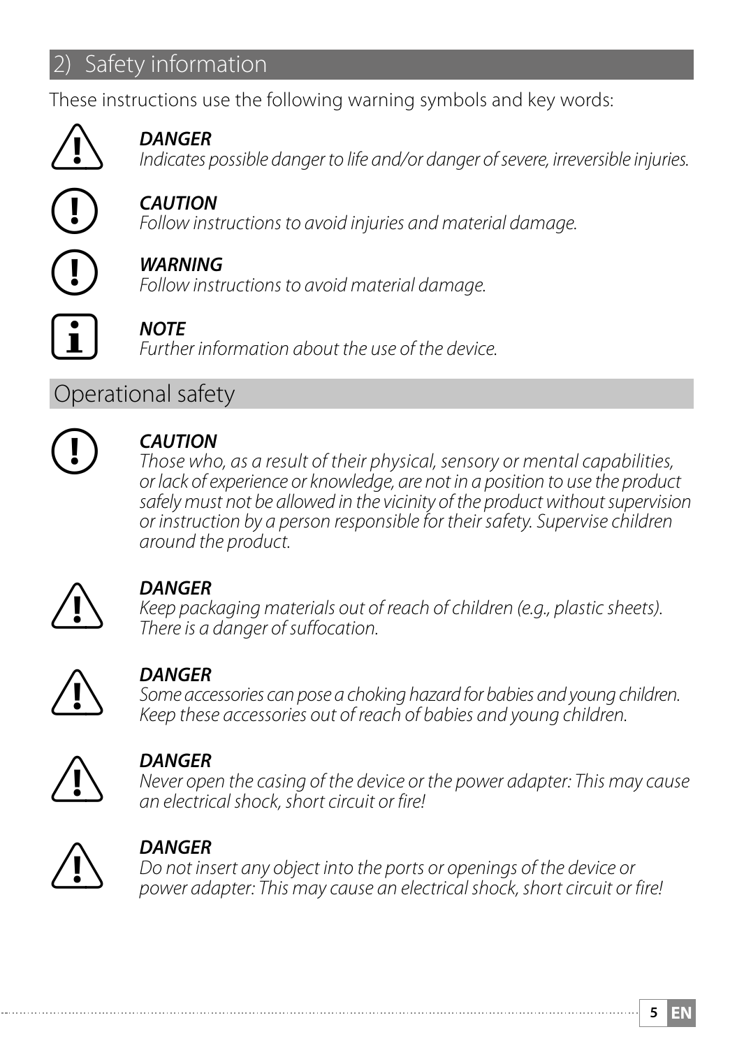## 2) Safety information

These instructions use the following warning symbols and key words:

***DANGER***
*Indicates possible danger to life and/or danger of severe, irreversible injuries.*

***CAUTION***
*Follow instructions to avoid injuries and material damage.*

***WARNING***
*Follow instructions to avoid material damage.*

***NOTE***
*Further information about the use of the device.*

## Operational safety

***CAUTION***
*Those who, as a result of their physical, sensory or mental capabilities, or lack of experience or knowledge, are not in a position to use the product safely must not be allowed in the vicinity of the product without supervision or instruction by a person responsible for their safety. Supervise children around the product.*

***DANGER***
*Keep packaging materials out of reach of children (e.g., plastic sheets). There is a danger of suffocation.*

***DANGER***
*Some accessories can pose a choking hazard for babies and young children. Keep these accessories out of reach of babies and young children.*

***DANGER***
*Never open the casing of the device or the power adapter: This may cause an electrical shock, short circuit or fire!*

***DANGER***
*Do not insert any object into the ports or openings of the device or power adapter: This may cause an electrical shock, short circuit or fire!*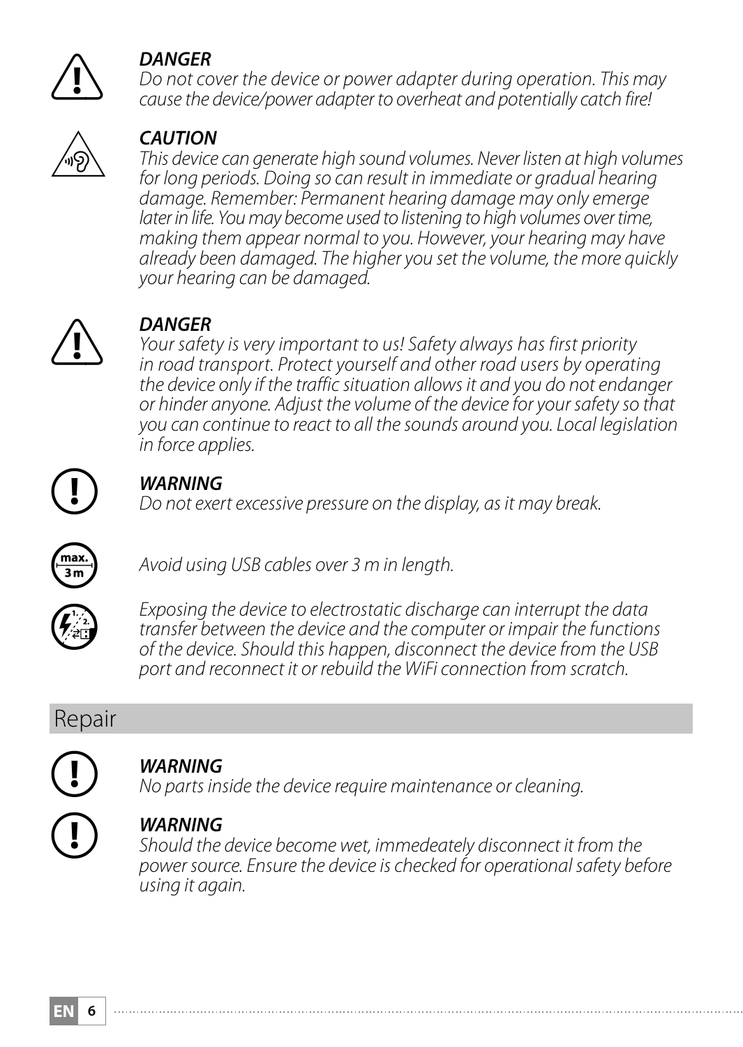***DANGER***
*Do not cover the device or power adapter during operation. This may cause the device/power adapter to overheat and potentially catch fire!*

***CAUTION***
*This device can generate high sound volumes. Never listen at high volumes for long periods. Doing so can result in immediate or gradual hearing damage. Remember: Permanent hearing damage may only emerge later in life. You may become used to listening to high volumes over time, making them appear normal to you. However, your hearing may have already been damaged. The higher you set the volume, the more quickly your hearing can be damaged.*

***DANGER***
*Your safety is very important to us! Safety always has first priority in road transport. Protect yourself and other road users by operating the device only if the traffic situation allows it and you do not endanger or hinder anyone. Adjust the volume of the device for your safety so that you can continue to react to all the sounds around you. Local legislation in force applies.*

***WARNING***
*Do not exert excessive pressure on the display, as it may break.*

*Avoid using USB cables over 3 m in length.*

*Exposing the device to electrostatic discharge can interrupt the data transfer between the device and the computer or impair the functions of the device. Should this happen, disconnect the device from the USB port and reconnect it or rebuild the WiFi connection from scratch.*

## Repair

***WARNING***
*No parts inside the device require maintenance or cleaning.*

***WARNING***
*Should the device become wet, immedeately disconnect it from the power source. Ensure the device is checked for operational safety before using it again.*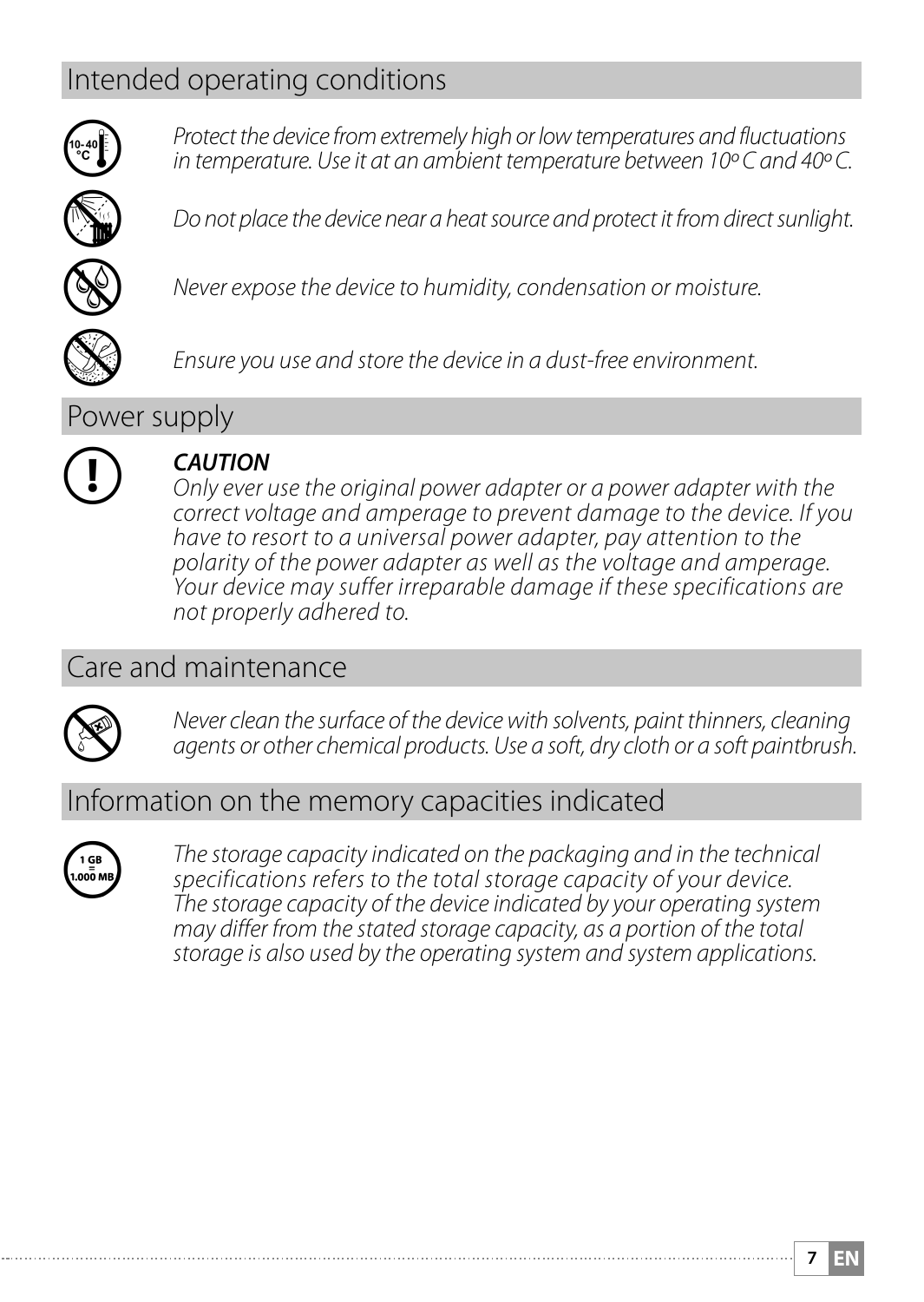## Intended operating conditions

*Protect the device from extremely high or low temperatures and fluctuations in temperature. Use it at an ambient temperature between 10º C and 40º C.*

*Do not place the device near a heat source and protect it from direct sunlight.*

*Never expose the device to humidity, condensation or moisture.*

*Ensure you use and store the device in a dust-free environment.*

## Power supply

***CAUTION***
*Only ever use the original power adapter or a power adapter with the correct voltage and amperage to prevent damage to the device. If you have to resort to a universal power adapter, pay attention to the polarity of the power adapter as well as the voltage and amperage. Your device may suffer irreparable damage if these specifications are not properly adhered to.*

## Care and maintenance

*Never clean the surface of the device with solvents, paint thinners, cleaning agents or other chemical products. Use a soft, dry cloth or a soft paintbrush.*

## Information on the memory capacities indicated

*The storage capacity indicated on the packaging and in the technical specifications refers to the total storage capacity of your device. The storage capacity of the device indicated by your operating system may differ from the stated storage capacity, as a portion of the total storage is also used by the operating system and system applications.*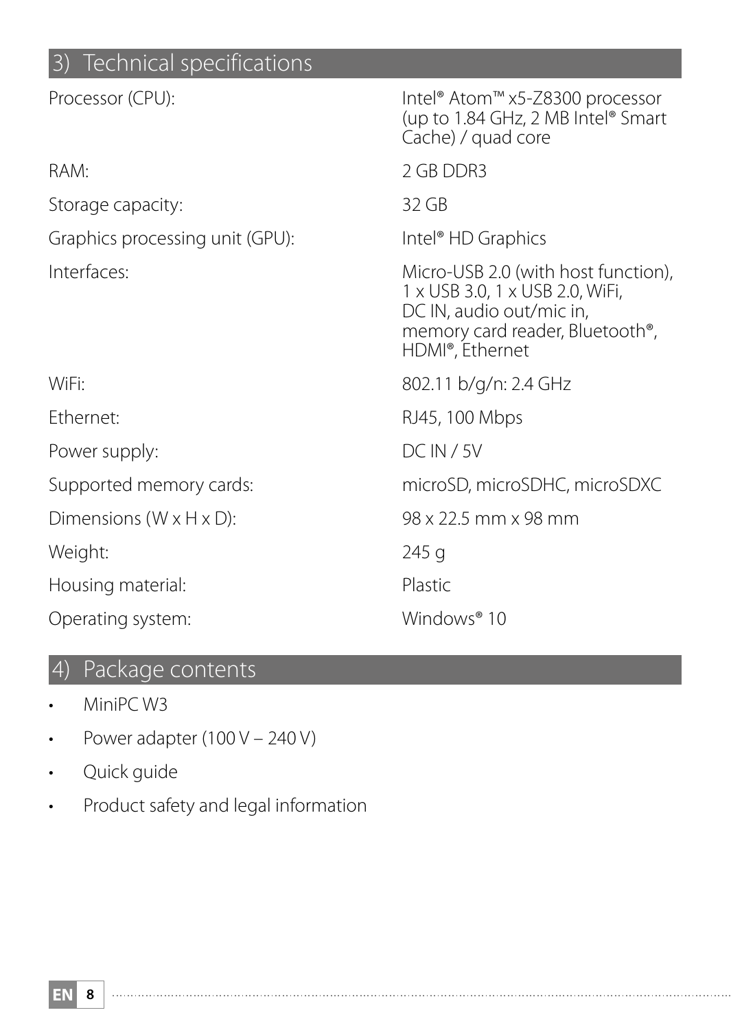## 3) Technical specifications

| | |
|---|---|
| Processor (CPU): | Intel® Atom™ x5-Z8300 processor (up to 1.84 GHz, 2 MB Intel® Smart Cache) / quad core |
| RAM: | 2 GB DDR3 |
| Storage capacity: | 32 GB |
| Graphics processing unit (GPU): | Intel® HD Graphics |
| Interfaces: | Micro-USB 2.0 (with host function), 1 x USB 3.0, 1 x USB 2.0, WiFi, DC IN, audio out/mic in, memory card reader, Bluetooth®, HDMI®, Ethernet |
| WiFi: | 802.11 b/g/n: 2.4 GHz |
| Ethernet: | RJ45, 100 Mbps |
| Power supply: | DC IN / 5V |
| Supported memory cards: | microSD, microSDHC, microSDXC |
| Dimensions (W x H x D): | 98 x 22.5 mm x 98 mm |
| Weight: | 245 g |
| Housing material: | Plastic |
| Operating system: | Windows® 10 |

## 4) Package contents

- MiniPC W3
- Power adapter (100 V – 240 V)
- Quick guide
- Product safety and legal information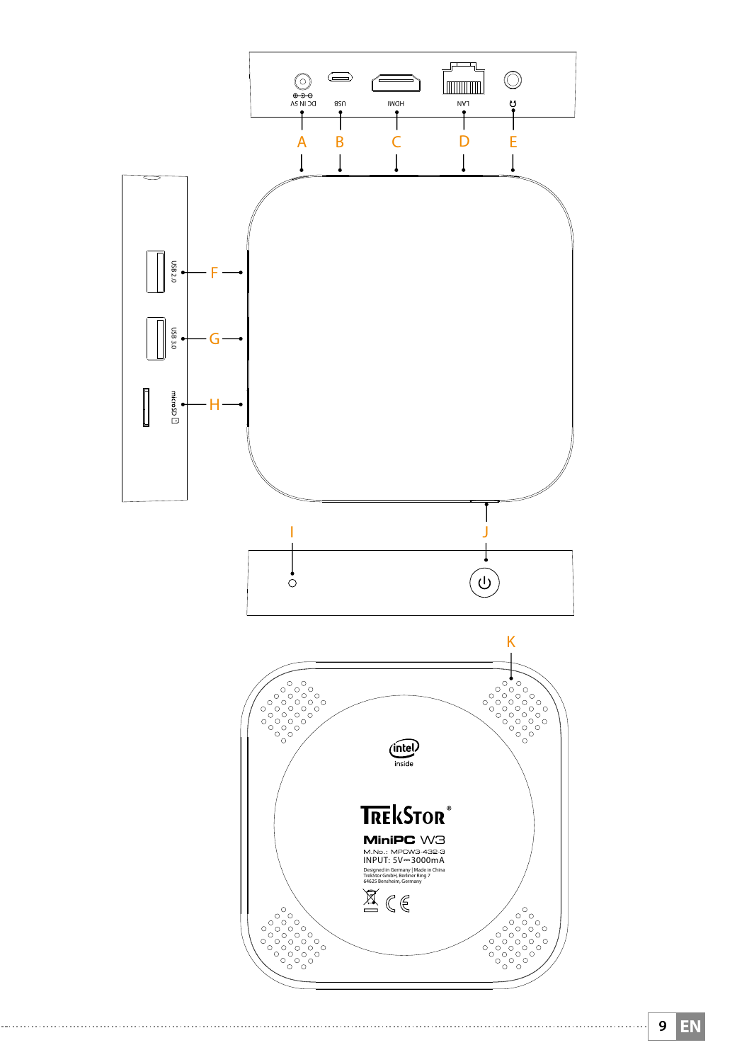DC IN 5V USB HDMI LAN

A B C D E

USB 2.0 F

USB 3.0 G

microSD H

I J

K

intel inside

TREKSTOR®

MiniPC W3

M.No.: MPCW3-432-3

INPUT: 5V⎓3000mA

Designed in Germany | Made in China
TrekStor GmbH, Berliner Ring 7
64625 Bensheim, Germany

CE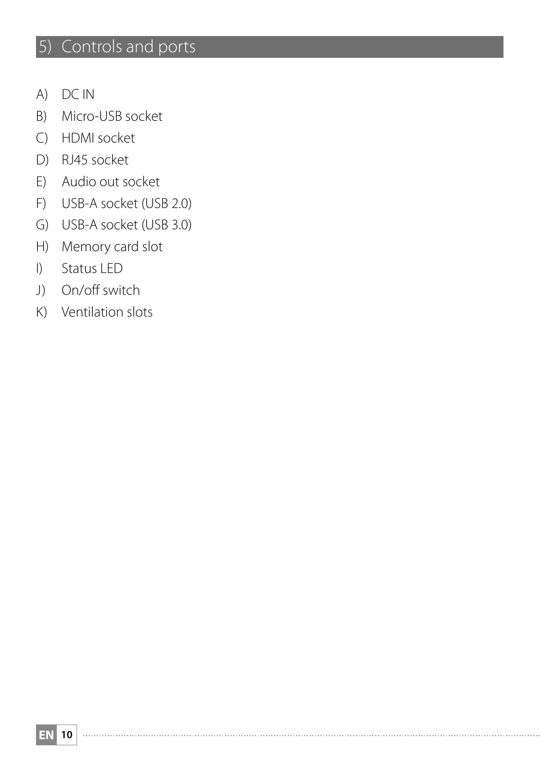## 5) Controls and ports

A) DC IN

B) Micro-USB socket

C) HDMI socket

D) RJ45 socket

E) Audio out socket

F) USB-A socket (USB 2.0)

G) USB-A socket (USB 3.0)

H) Memory card slot

I) Status LED

J) On/off switch

K) Ventilation slots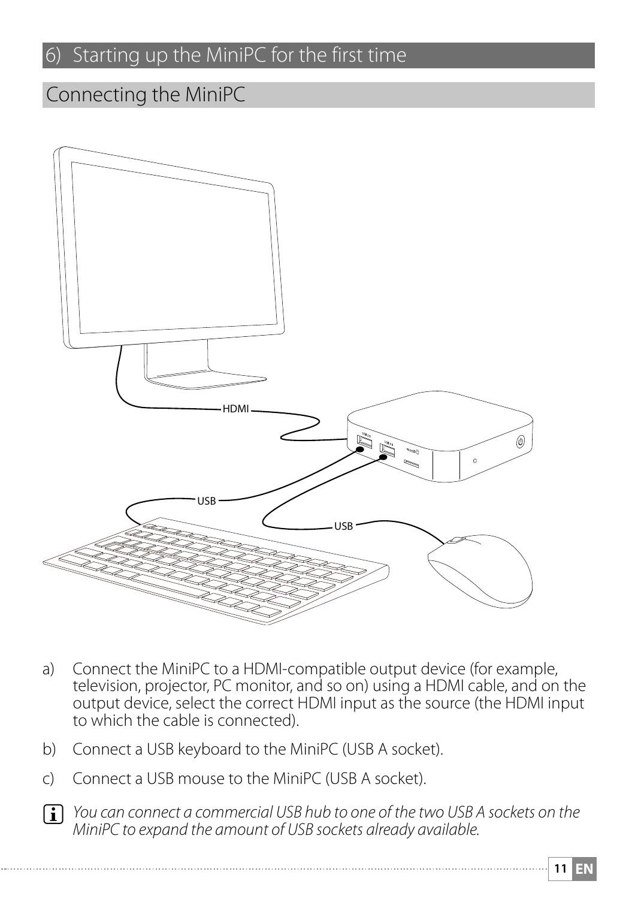# 6) Starting up the MiniPC for the first time

## Connecting the MiniPC

a) Connect the MiniPC to a HDMI-compatible output device (for example, television, projector, PC monitor, and so on) using a HDMI cable, and on the output device, select the correct HDMI input as the source (the HDMI input to which the cable is connected).

b) Connect a USB keyboard to the MiniPC (USB A socket).

c) Connect a USB mouse to the MiniPC (USB A socket).

*You can connect a commercial USB hub to one of the two USB A sockets on the MiniPC to expand the amount of USB sockets already available.*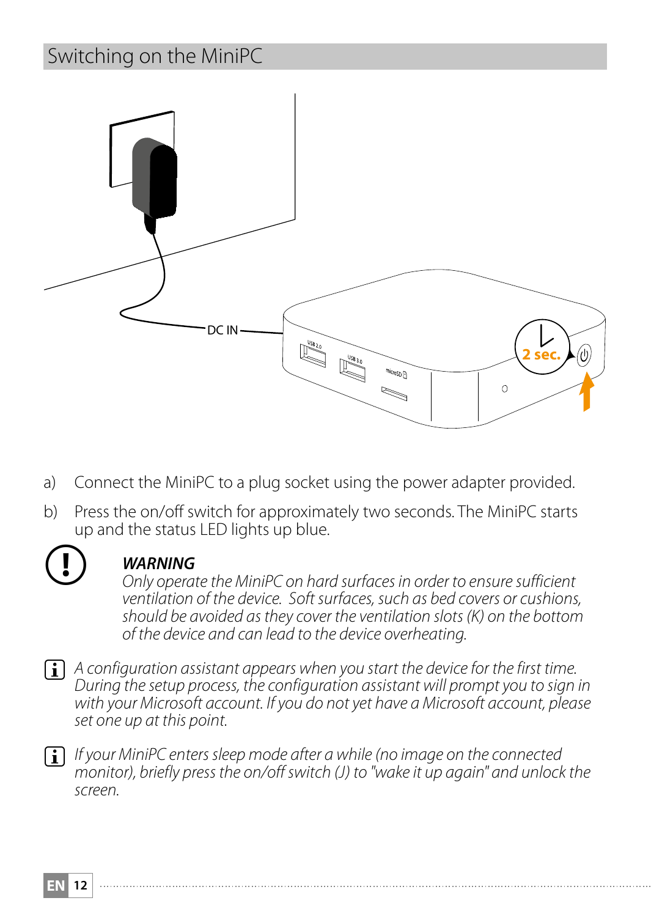## Switching on the MiniPC

a) Connect the MiniPC to a plug socket using the power adapter provided.

b) Press the on/off switch for approximately two seconds. The MiniPC starts up and the status LED lights up blue.

***WARNING***
*Only operate the MiniPC on hard surfaces in order to ensure sufficient ventilation of the device. Soft surfaces, such as bed covers or cushions, should be avoided as they cover the ventilation slots (K) on the bottom of the device and can lead to the device overheating.*

*A configuration assistant appears when you start the device for the first time. During the setup process, the configuration assistant will prompt you to sign in with your Microsoft account. If you do not yet have a Microsoft account, please set one up at this point.*

*If your MiniPC enters sleep mode after a while (no image on the connected monitor), briefly press the on/off switch (J) to "wake it up again" and unlock the screen.*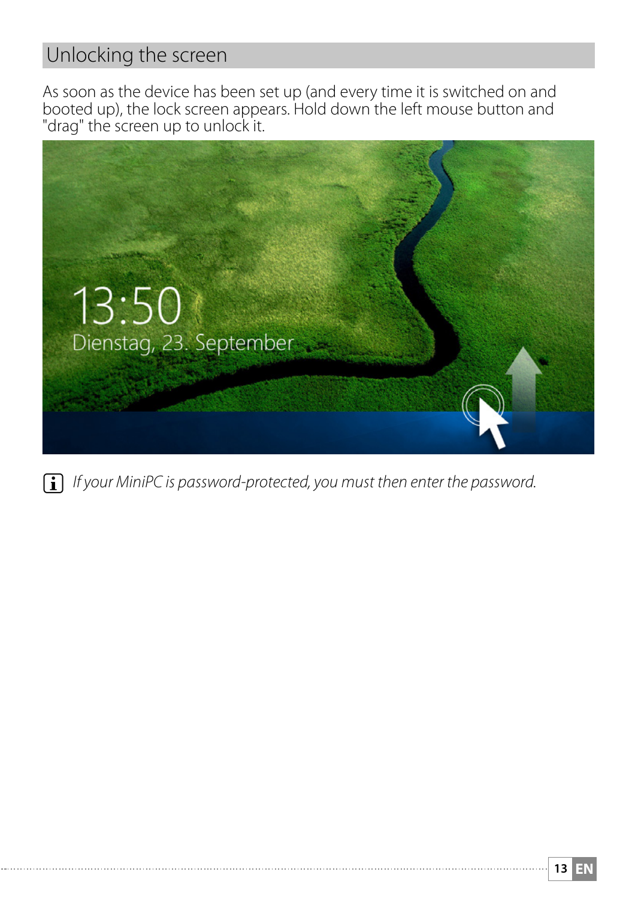## Unlocking the screen

As soon as the device has been set up (and every time it is switched on and booted up), the lock screen appears. Hold down the left mouse button and "drag" the screen up to unlock it.

*If your MiniPC is password-protected, you must then enter the password.*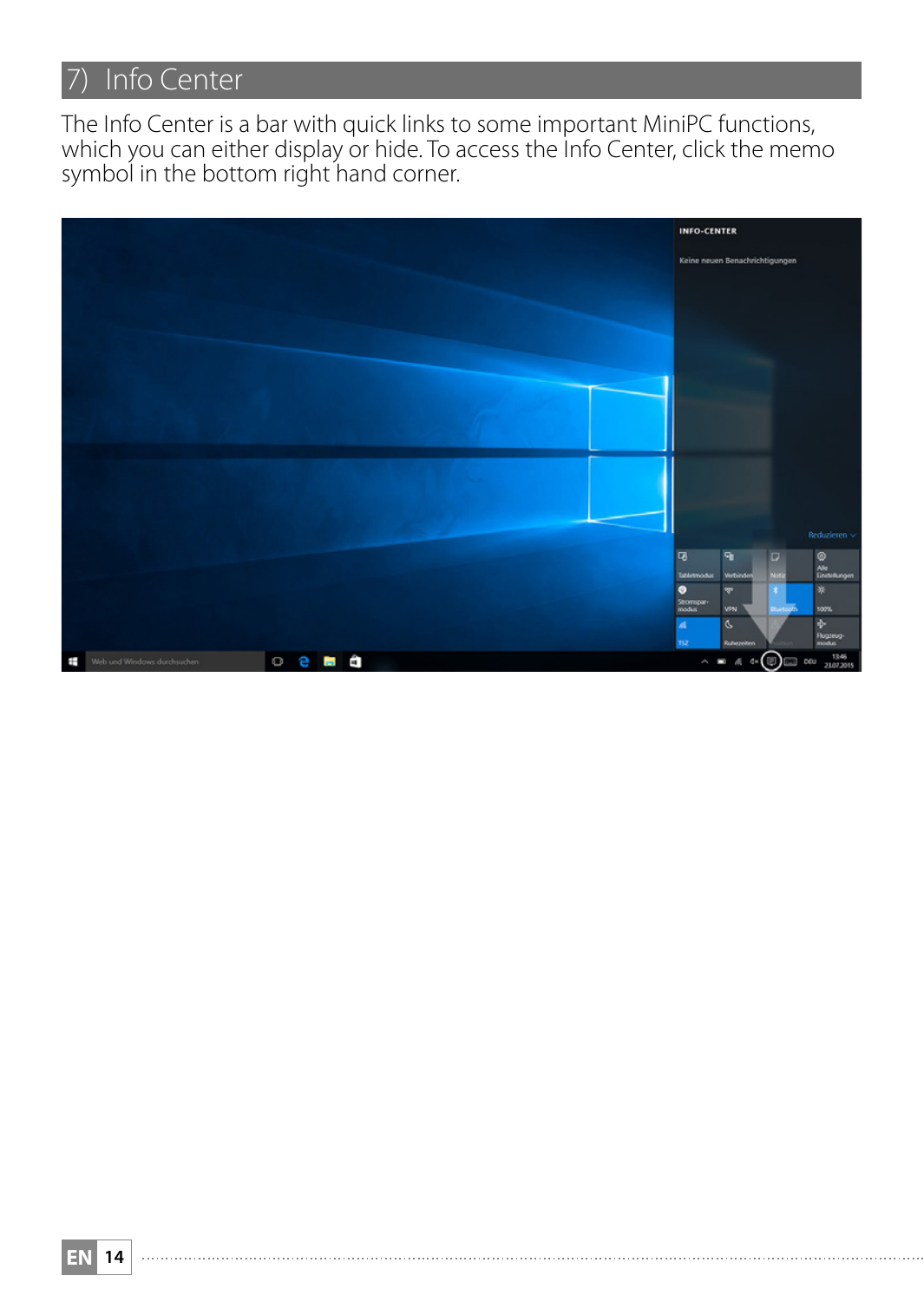## 7) Info Center

The Info Center is a bar with quick links to some important MiniPC functions, which you can either display or hide. To access the Info Center, click the memo symbol in the bottom right hand corner.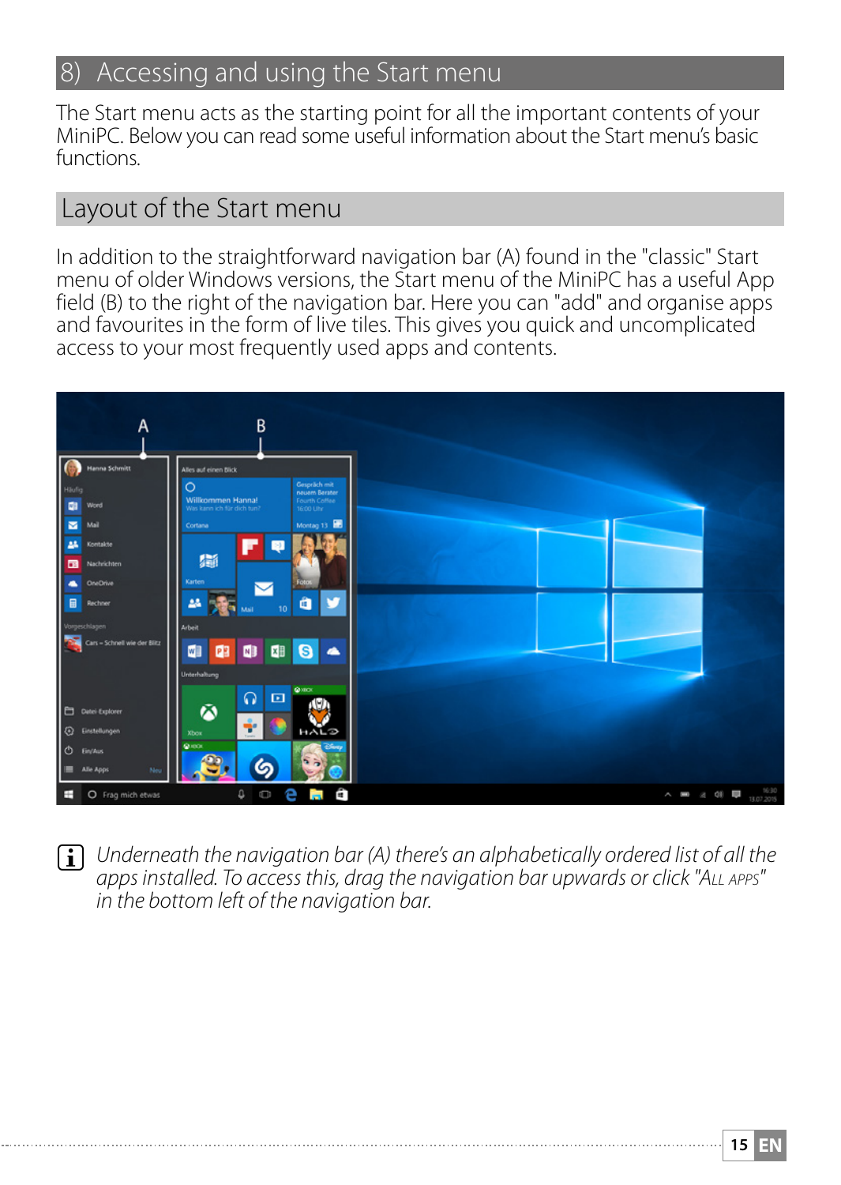## 8) Accessing and using the Start menu

The Start menu acts as the starting point for all the important contents of your MiniPC. Below you can read some useful information about the Start menu's basic functions.

### Layout of the Start menu

In addition to the straightforward navigation bar (A) found in the "classic" Start menu of older Windows versions, the Start menu of the MiniPC has a useful App field (B) to the right of the navigation bar. Here you can "add" and organise apps and favourites in the form of live tiles. This gives you quick and uncomplicated access to your most frequently used apps and contents.

*Underneath the navigation bar (A) there's an alphabetically ordered list of all the apps installed. To access this, drag the navigation bar upwards or click "ALL APPS" in the bottom left of the navigation bar.*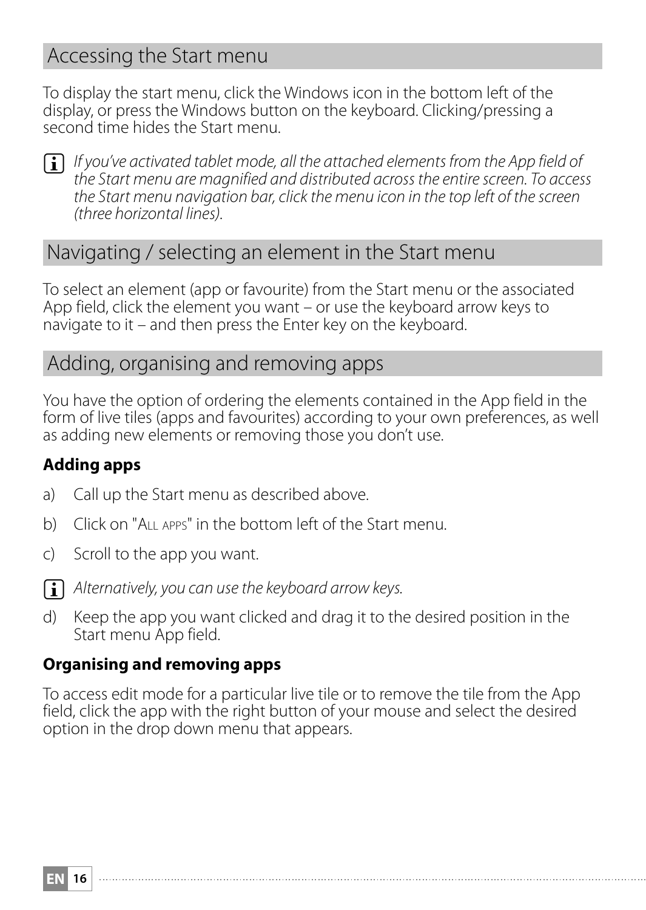## Accessing the Start menu

To display the start menu, click the Windows icon in the bottom left of the display, or press the Windows button on the keyboard. Clicking/pressing a second time hides the Start menu.

*If you've activated tablet mode, all the attached elements from the App field of the Start menu are magnified and distributed across the entire screen. To access the Start menu navigation bar, click the menu icon in the top left of the screen (three horizontal lines).*

## Navigating / selecting an element in the Start menu

To select an element (app or favourite) from the Start menu or the associated App field, click the element you want – or use the keyboard arrow keys to navigate to it – and then press the Enter key on the keyboard.

## Adding, organising and removing apps

You have the option of ordering the elements contained in the App field in the form of live tiles (apps and favourites) according to your own preferences, as well as adding new elements or removing those you don't use.

**Adding apps**

a) Call up the Start menu as described above.

b) Click on "ALL APPS" in the bottom left of the Start menu.

c) Scroll to the app you want.

*Alternatively, you can use the keyboard arrow keys.*

d) Keep the app you want clicked and drag it to the desired position in the Start menu App field.

**Organising and removing apps**

To access edit mode for a particular live tile or to remove the tile from the App field, click the app with the right button of your mouse and select the desired option in the drop down menu that appears.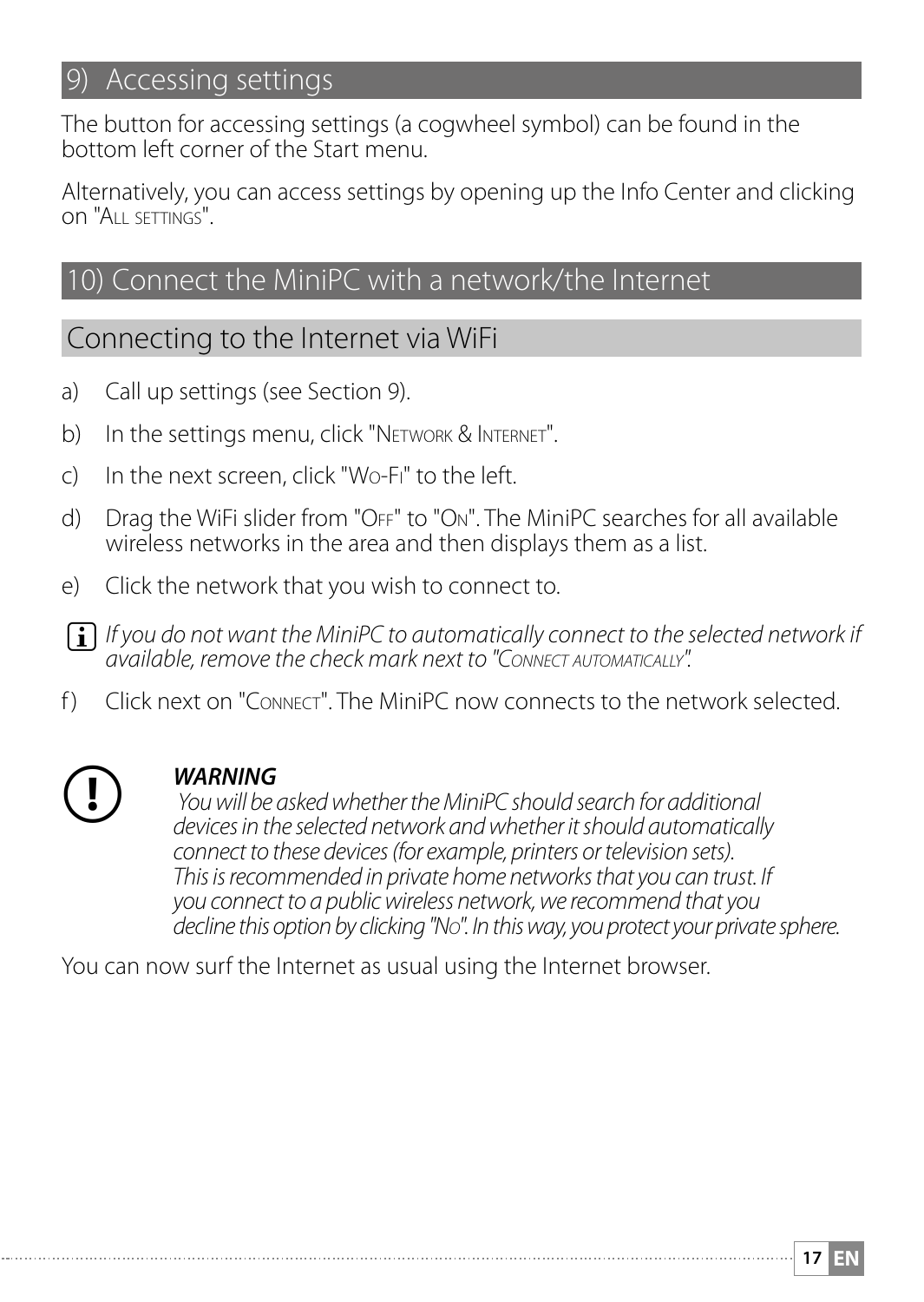## 9) Accessing settings

The button for accessing settings (a cogwheel symbol) can be found in the bottom left corner of the Start menu.

Alternatively, you can access settings by opening up the Info Center and clicking on "All settings".

## 10) Connect the MiniPC with a network/the Internet

### Connecting to the Internet via WiFi

a) Call up settings (see Section 9).

b) In the settings menu, click "Network & Internet".

c) In the next screen, click "Wo-Fi" to the left.

d) Drag the WiFi slider from "Off" to "On". The MiniPC searches for all available wireless networks in the area and then displays them as a list.

e) Click the network that you wish to connect to.

*If you do not want the MiniPC to automatically connect to the selected network if available, remove the check mark next to "Connect automatically".*

f) Click next on "Connect". The MiniPC now connects to the network selected.

***WARNING***

*You will be asked whether the MiniPC should search for additional devices in the selected network and whether it should automatically connect to these devices (for example, printers or television sets). This is recommended in private home networks that you can trust. If you connect to a public wireless network, we recommend that you decline this option by clicking "No". In this way, you protect your private sphere.*

You can now surf the Internet as usual using the Internet browser.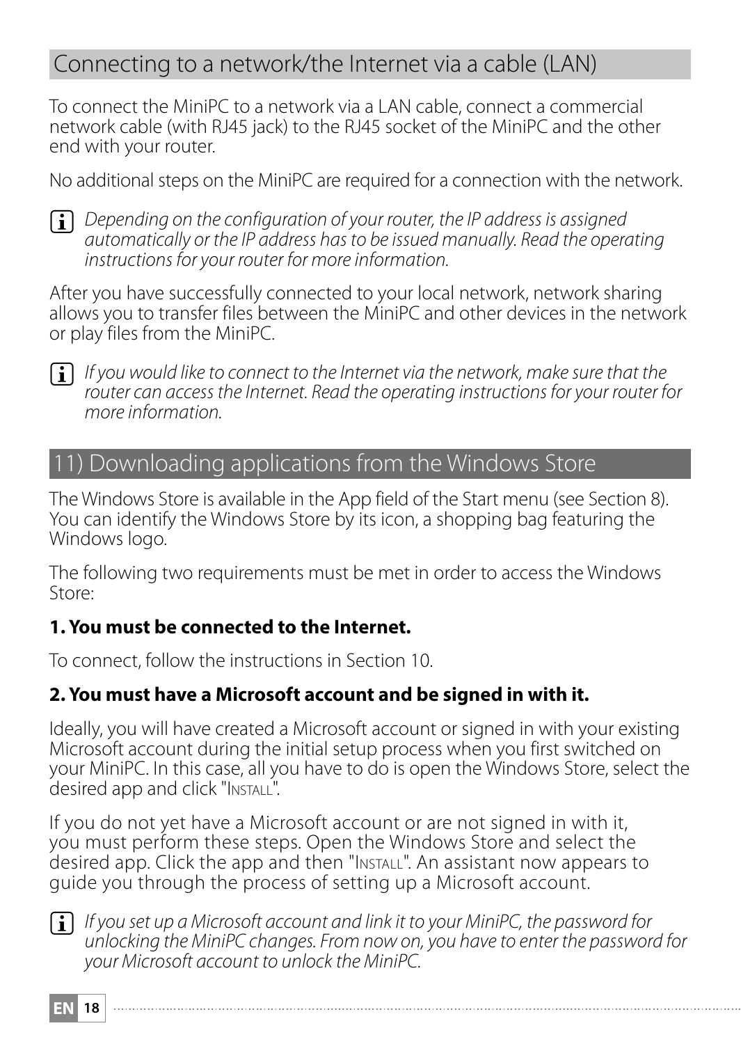## Connecting to a network/the Internet via a cable (LAN)

To connect the MiniPC to a network via a LAN cable, connect a commercial network cable (with RJ45 jack) to the RJ45 socket of the MiniPC and the other end with your router.

No additional steps on the MiniPC are required for a connection with the network.

*Depending on the configuration of your router, the IP address is assigned automatically or the IP address has to be issued manually. Read the operating instructions for your router for more information.*

After you have successfully connected to your local network, network sharing allows you to transfer files between the MiniPC and other devices in the network or play files from the MiniPC.

*If you would like to connect to the Internet via the network, make sure that the router can access the Internet. Read the operating instructions for your router for more information.*

## 11) Downloading applications from the Windows Store

The Windows Store is available in the App field of the Start menu (see Section 8). You can identify the Windows Store by its icon, a shopping bag featuring the Windows logo.

The following two requirements must be met in order to access the Windows Store:

**1. You must be connected to the Internet.**

To connect, follow the instructions in Section 10.

**2. You must have a Microsoft account and be signed in with it.**

Ideally, you will have created a Microsoft account or signed in with your existing Microsoft account during the initial setup process when you first switched on your MiniPC. In this case, all you have to do is open the Windows Store, select the desired app and click "INSTALL".

If you do not yet have a Microsoft account or are not signed in with it, you must perform these steps. Open the Windows Store and select the desired app. Click the app and then "INSTALL". An assistant now appears to guide you through the process of setting up a Microsoft account.

*If you set up a Microsoft account and link it to your MiniPC, the password for unlocking the MiniPC changes. From now on, you have to enter the password for your Microsoft account to unlock the MiniPC.*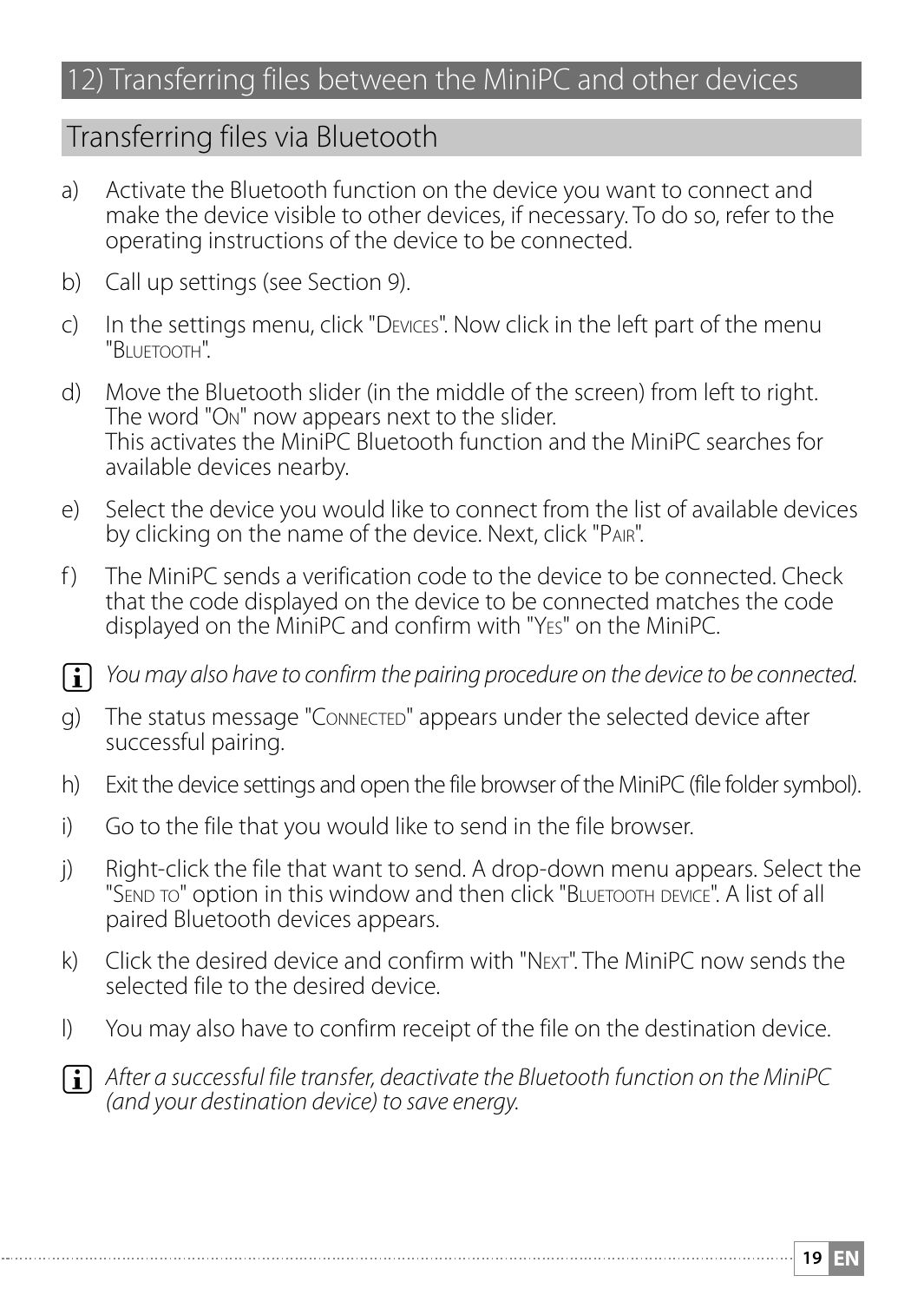## 12) Transferring files between the MiniPC and other devices

### Transferring files via Bluetooth

a) Activate the Bluetooth function on the device you want to connect and make the device visible to other devices, if necessary. To do so, refer to the operating instructions of the device to be connected.

b) Call up settings (see Section 9).

c) In the settings menu, click "Devices". Now click in the left part of the menu "Bluetooth".

d) Move the Bluetooth slider (in the middle of the screen) from left to right. The word "On" now appears next to the slider.
This activates the MiniPC Bluetooth function and the MiniPC searches for available devices nearby.

e) Select the device you would like to connect from the list of available devices by clicking on the name of the device. Next, click "Pair".

f) The MiniPC sends a verification code to the device to be connected. Check that the code displayed on the device to be connected matches the code displayed on the MiniPC and confirm with "Yes" on the MiniPC.

*You may also have to confirm the pairing procedure on the device to be connected.*

g) The status message "Connected" appears under the selected device after successful pairing.

h) Exit the device settings and open the file browser of the MiniPC (file folder symbol).

i) Go to the file that you would like to send in the file browser.

j) Right-click the file that want to send. A drop-down menu appears. Select the "Send to" option in this window and then click "Bluetooth device". A list of all paired Bluetooth devices appears.

k) Click the desired device and confirm with "Next". The MiniPC now sends the selected file to the desired device.

l) You may also have to confirm receipt of the file on the destination device.

*After a successful file transfer, deactivate the Bluetooth function on the MiniPC (and your destination device) to save energy.*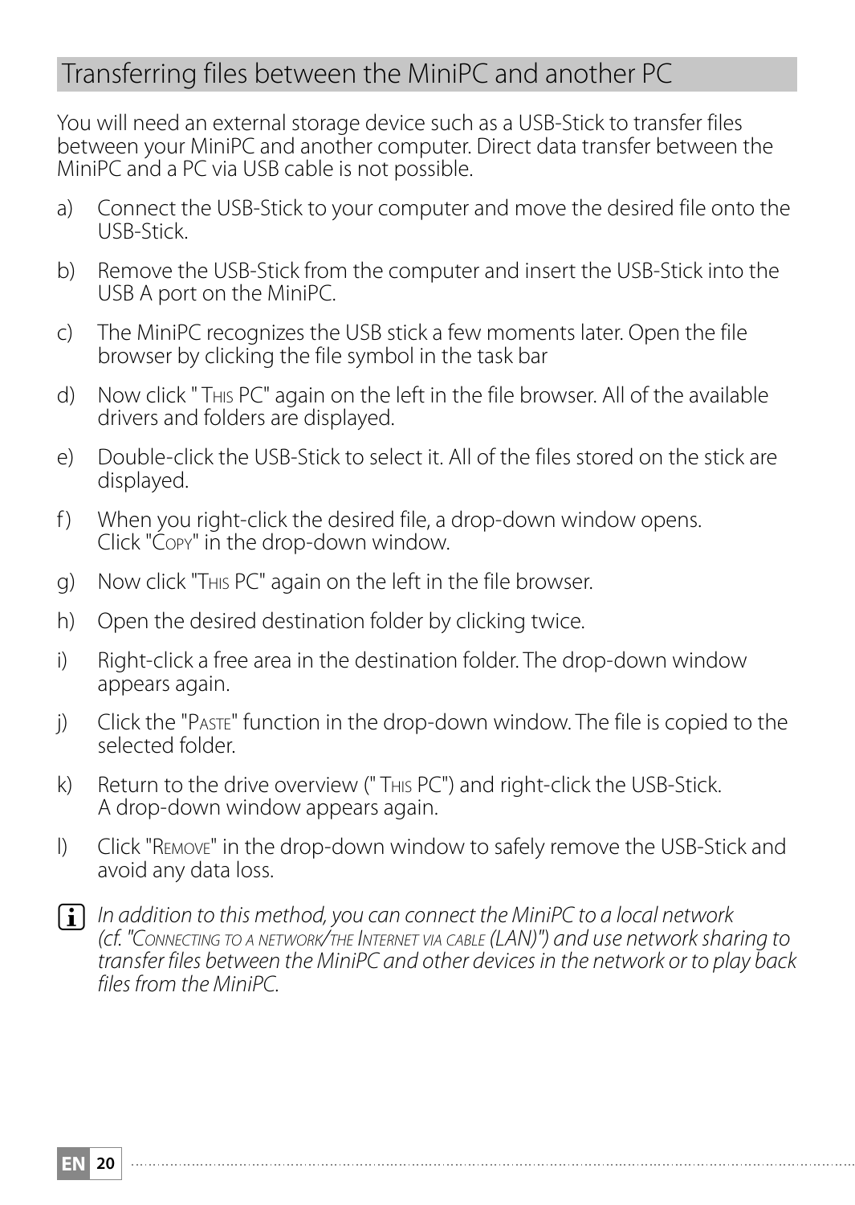## Transferring files between the MiniPC and another PC

You will need an external storage device such as a USB-Stick to transfer files between your MiniPC and another computer. Direct data transfer between the MiniPC and a PC via USB cable is not possible.

a) Connect the USB-Stick to your computer and move the desired file onto the USB-Stick.

b) Remove the USB-Stick from the computer and insert the USB-Stick into the USB A port on the MiniPC.

c) The MiniPC recognizes the USB stick a few moments later. Open the file browser by clicking the file symbol in the task bar

d) Now click " THIS PC" again on the left in the file browser. All of the available drivers and folders are displayed.

e) Double-click the USB-Stick to select it. All of the files stored on the stick are displayed.

f) When you right-click the desired file, a drop-down window opens. Click "COPY" in the drop-down window.

g) Now click "THIS PC" again on the left in the file browser.

h) Open the desired destination folder by clicking twice.

i) Right-click a free area in the destination folder. The drop-down window appears again.

j) Click the "PASTE" function in the drop-down window. The file is copied to the selected folder.

k) Return to the drive overview (" THIS PC") and right-click the USB-Stick. A drop-down window appears again.

l) Click "REMOVE" in the drop-down window to safely remove the USB-Stick and avoid any data loss.

*In addition to this method, you can connect the MiniPC to a local network (cf. "CONNECTING TO A NETWORK/THE INTERNET VIA CABLE (LAN)") and use network sharing to transfer files between the MiniPC and other devices in the network or to play back files from the MiniPC.*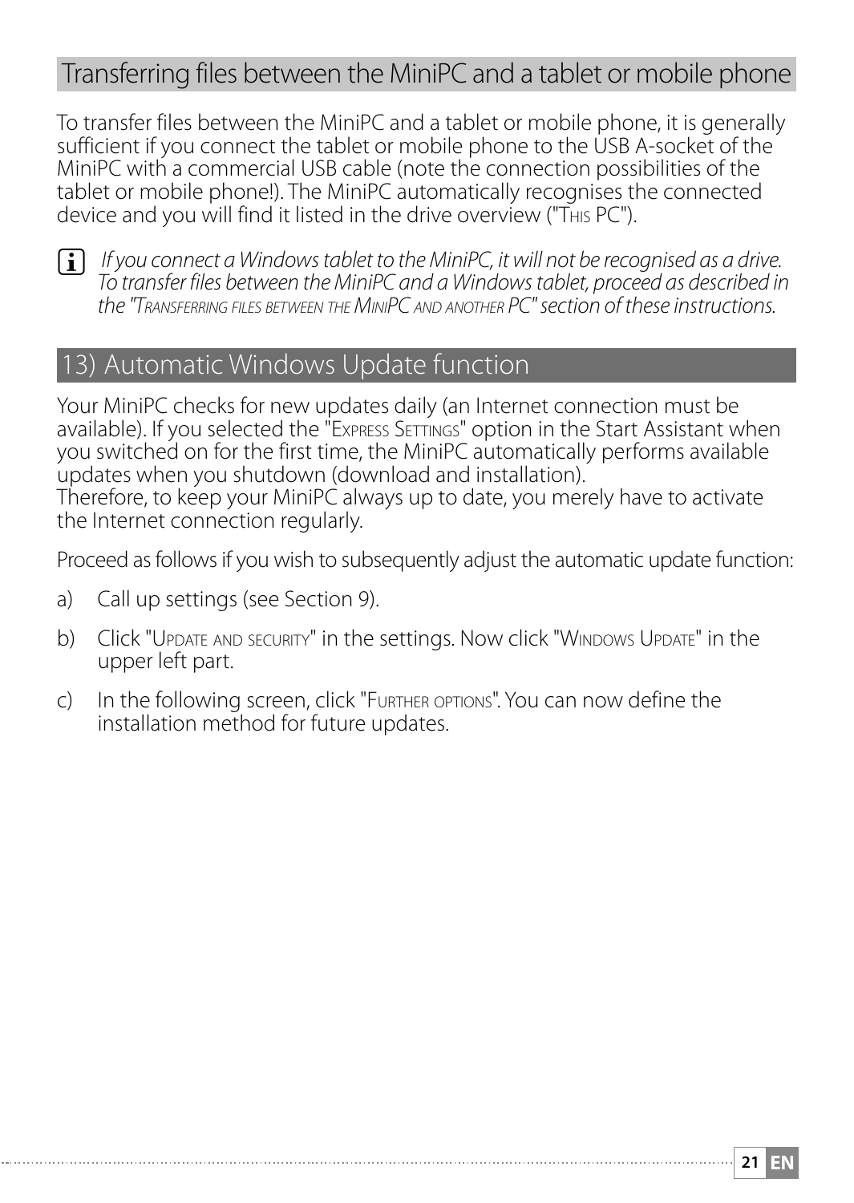## Transferring files between the MiniPC and a tablet or mobile phone

To transfer files between the MiniPC and a tablet or mobile phone, it is generally sufficient if you connect the tablet or mobile phone to the USB A-socket of the MiniPC with a commercial USB cable (note the connection possibilities of the tablet or mobile phone!). The MiniPC automatically recognises the connected device and you will find it listed in the drive overview ("This PC").

*If you connect a Windows tablet to the MiniPC, it will not be recognised as a drive. To transfer files between the MiniPC and a Windows tablet, proceed as described in the "Transferring files between the MiniPC and another PC" section of these instructions.*

## 13) Automatic Windows Update function

Your MiniPC checks for new updates daily (an Internet connection must be available). If you selected the "Express Settings" option in the Start Assistant when you switched on for the first time, the MiniPC automatically performs available updates when you shutdown (download and installation).
Therefore, to keep your MiniPC always up to date, you merely have to activate the Internet connection regularly.

Proceed as follows if you wish to subsequently adjust the automatic update function:

a) Call up settings (see Section 9).

b) Click "Update and security" in the settings. Now click "Windows Update" in the upper left part.

c) In the following screen, click "Further options". You can now define the installation method for future updates.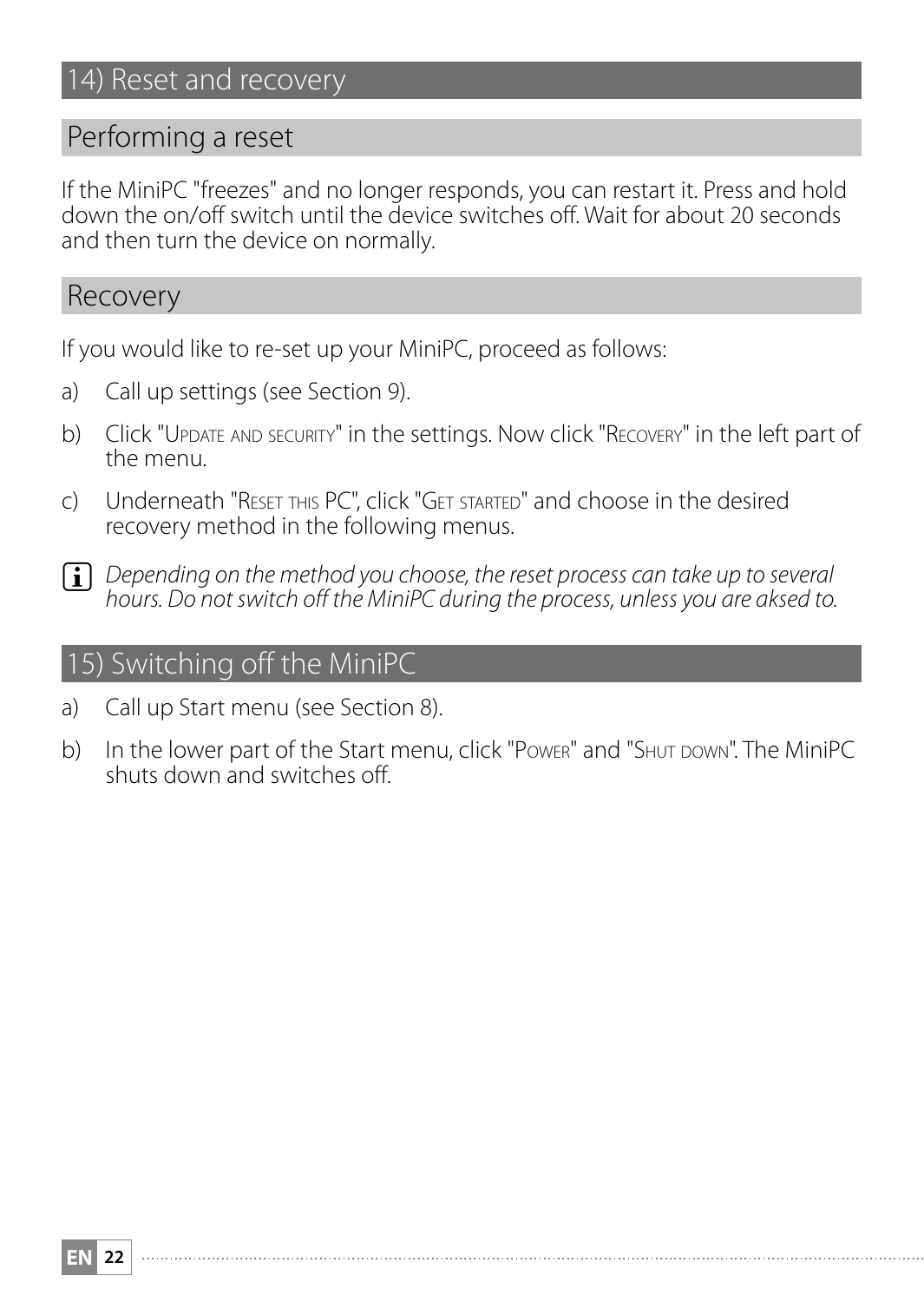# 14) Reset and recovery

## Performing a reset

If the MiniPC "freezes" and no longer responds, you can restart it. Press and hold down the on/off switch until the device switches off. Wait for about 20 seconds and then turn the device on normally.

## Recovery

If you would like to re-set up your MiniPC, proceed as follows:

a) Call up settings (see Section 9).

b) Click "Update and security" in the settings. Now click "Recovery" in the left part of the menu.

c) Underneath "Reset this PC", click "Get started" and choose in the desired recovery method in the following menus.

*Depending on the method you choose, the reset process can take up to several hours. Do not switch off the MiniPC during the process, unless you are aksed to.*

# 15) Switching off the MiniPC

a) Call up Start menu (see Section 8).

b) In the lower part of the Start menu, click "Power" and "Shut down". The MiniPC shuts down and switches off.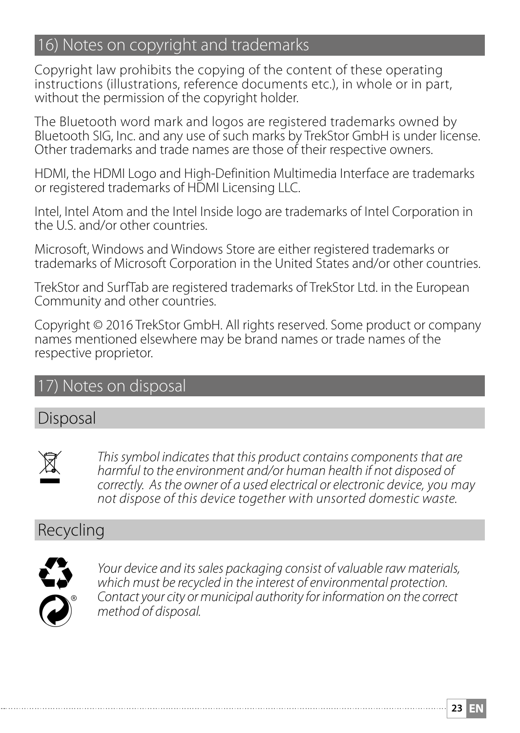## 16) Notes on copyright and trademarks

Copyright law prohibits the copying of the content of these operating instructions (illustrations, reference documents etc.), in whole or in part, without the permission of the copyright holder.

The Bluetooth word mark and logos are registered trademarks owned by Bluetooth SIG, Inc. and any use of such marks by TrekStor GmbH is under license. Other trademarks and trade names are those of their respective owners.

HDMI, the HDMI Logo and High-Definition Multimedia Interface are trademarks or registered trademarks of HDMI Licensing LLC.

Intel, Intel Atom and the Intel Inside logo are trademarks of Intel Corporation in the U.S. and/or other countries.

Microsoft, Windows and Windows Store are either registered trademarks or trademarks of Microsoft Corporation in the United States and/or other countries.

TrekStor and SurfTab are registered trademarks of TrekStor Ltd. in the European Community and other countries.

Copyright © 2016 TrekStor GmbH. All rights reserved. Some product or company names mentioned elsewhere may be brand names or trade names of the respective proprietor.

## 17) Notes on disposal

### Disposal

*This symbol indicates that this product contains components that are harmful to the environment and/or human health if not disposed of correctly. As the owner of a used electrical or electronic device, you may not dispose of this device together with unsorted domestic waste.*

### Recycling

*Your device and its sales packaging consist of valuable raw materials, which must be recycled in the interest of environmental protection. Contact your city or municipal authority for information on the correct method of disposal.*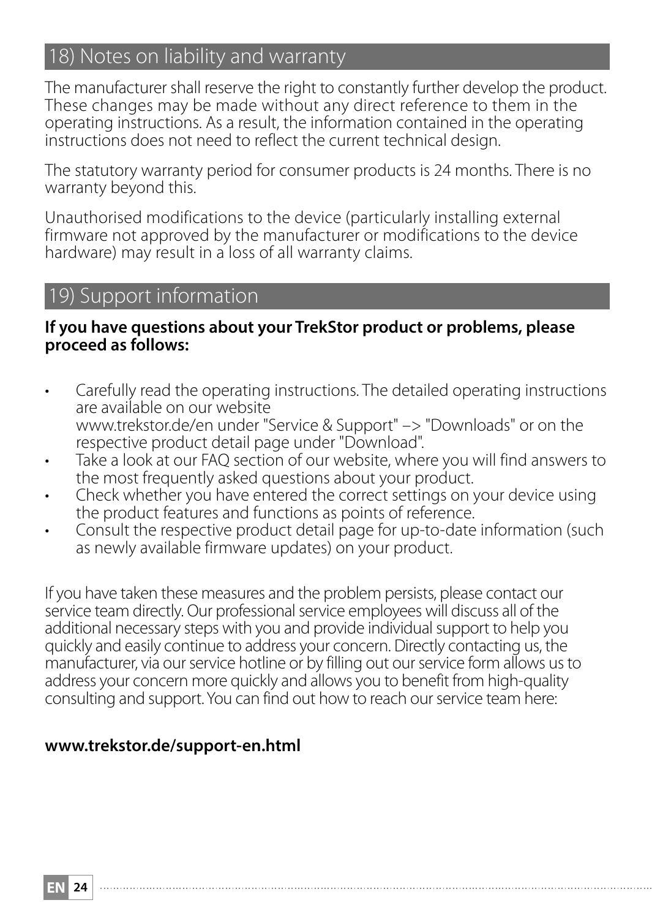## 18) Notes on liability and warranty

The manufacturer shall reserve the right to constantly further develop the product. These changes may be made without any direct reference to them in the operating instructions. As a result, the information contained in the operating instructions does not need to reflect the current technical design.

The statutory warranty period for consumer products is 24 months. There is no warranty beyond this.

Unauthorised modifications to the device (particularly installing external firmware not approved by the manufacturer or modifications to the device hardware) may result in a loss of all warranty claims.

## 19) Support information

**If you have questions about your TrekStor product or problems, please proceed as follows:**

- Carefully read the operating instructions. The detailed operating instructions are available on our website www.trekstor.de/en under "Service & Support" –> "Downloads" or on the respective product detail page under "Download".
- Take a look at our FAQ section of our website, where you will find answers to the most frequently asked questions about your product.
- Check whether you have entered the correct settings on your device using the product features and functions as points of reference.
- Consult the respective product detail page for up-to-date information (such as newly available firmware updates) on your product.

If you have taken these measures and the problem persists, please contact our service team directly. Our professional service employees will discuss all of the additional necessary steps with you and provide individual support to help you quickly and easily continue to address your concern. Directly contacting us, the manufacturer, via our service hotline or by filling out our service form allows us to address your concern more quickly and allows you to benefit from high-quality consulting and support. You can find out how to reach our service team here:

**www.trekstor.de/support-en.html**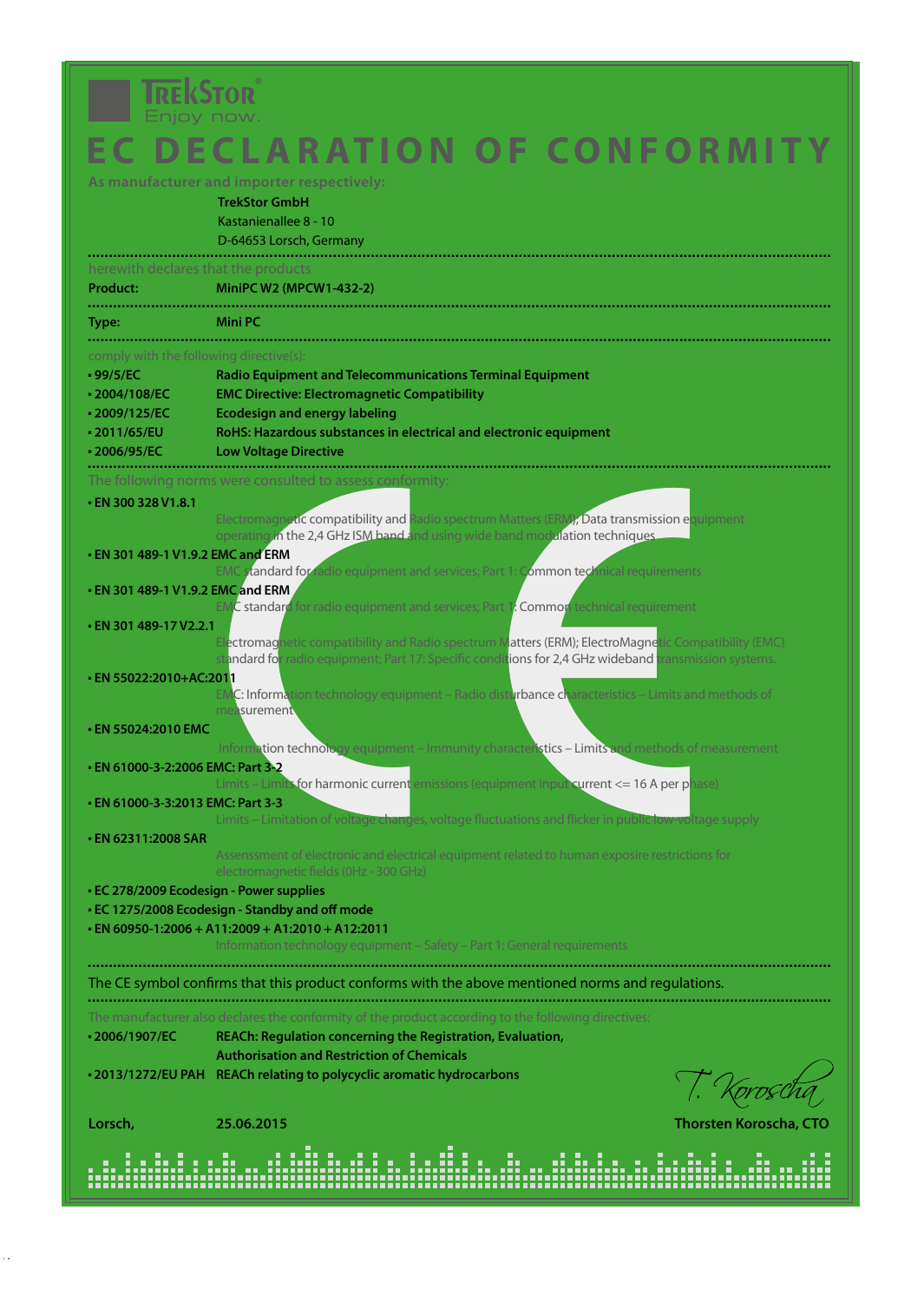TrekStor
Enjoy now.

# EC DECLARATION OF CONFORMITY

As manufacturer and importer respectively:

**TrekStor GmbH**
Kastanienallee 8 - 10
D-64653 Lorsch, Germany

herewith declares that the products

**Product:** **MiniPC W2 (MPCW1-432-2)**

**Type:** **Mini PC**

comply with the following directive(s):

- **99/5/EC** — **Radio Equipment and Telecommunications Terminal Equipment**
- **2004/108/EC** — **EMC Directive: Electromagnetic Compatibility**
- **2009/125/EC** — **Ecodesign and energy labeling**
- **2011/65/EU** — **RoHS: Hazardous substances in electrical and electronic equipment**
- **2006/95/EC** — **Low Voltage Directive**

The following norms were consulted to assess conformity:

- **EN 300 328 V1.8.1**
  Electromagnetic compatibility and Radio spectrum Matters (ERM); Data transmission equipment operating in the 2,4 GHz ISM band and using wide band modulation techniques
- **EN 301 489-1 V1.9.2 EMC and ERM**
  EMC standard for radio equipment and services; Part 1: Common technical requirements
- **EN 301 489-1 V1.9.2 EMC and ERM**
  EMC standard for radio equipment and services; Part 1: Common technical requirement
- **EN 301 489-17 V2.2.1**
  Electromagnetic compatibility and Radio spectrum Matters (ERM); ElectroMagnetic Compatibility (EMC) standard for radio equipment; Part 17: Specific conditions for 2,4 GHz wideband transmission systems.
- **EN 55022:2010+AC:2011**
  EMC: Information technology equipment – Radio disturbance characteristics – Limits and methods of measurement
- **EN 55024:2010 EMC**
  Information technology equipment – Immunity characteristics – Limits and methods of measurement
- **EN 61000-3-2:2006 EMC: Part 3-2**
  Limits – Limits for harmonic current emissions (equipment input current <= 16 A per phase)
- **EN 61000-3-3:2013 EMC: Part 3-3**
  Limits – Limitation of voltage changes, voltage fluctuations and flicker in public low-voltage supply
- **EN 62311:2008 SAR**
  Assenssment of electronic and electrical equipment related to human exposure restrictions for electromagnetic fields (0Hz - 300 GHz)
- **EC 278/2009 Ecodesign - Power supplies**
- **EC 1275/2008 Ecodesign - Standby and off mode**
- **EN 60950-1:2006 + A11:2009 + A1:2010 + A12:2011**
  Information technology equipment – Safety – Part 1: General requirements

The CE symbol confirms that this product conforms with the above mentioned norms and regulations.

The manufacturer also declares the conformity of the product according to the following directives:

- **2006/1907/EC** — **REACh: Regulation concerning the Registration, Evaluation, Authorisation and Restriction of Chemicals**
- **2013/1272/EU PAH** — **REACh relating to polycyclic aromatic hydrocarbons**

**Lorsch,** **25.06.2015**

T. Koroscha

**Thorsten Koroscha, CTO**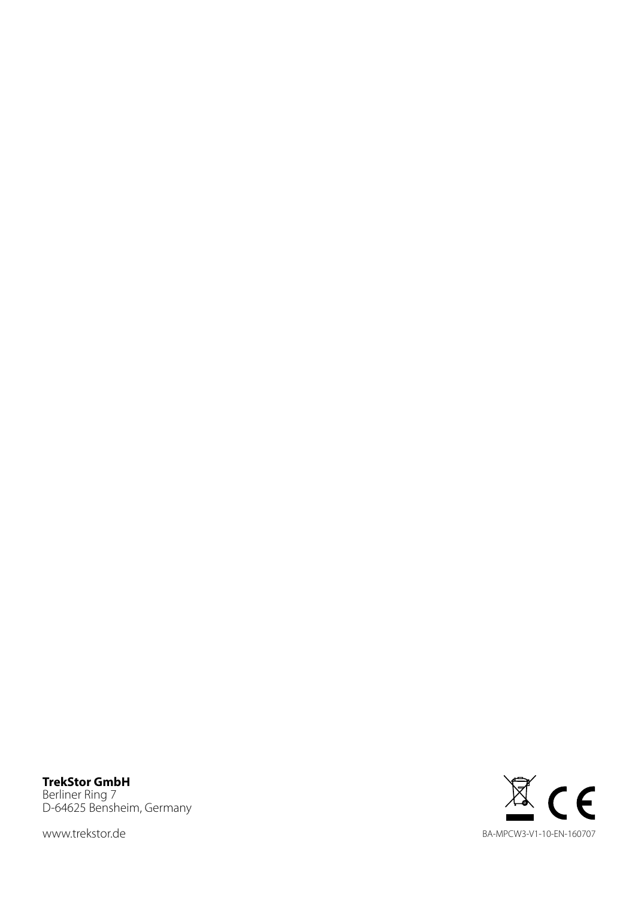**TrekStor GmbH**
Berliner Ring 7
D-64625 Bensheim, Germany

www.trekstor.de

BA-MPCW3-V1-10-EN-160707